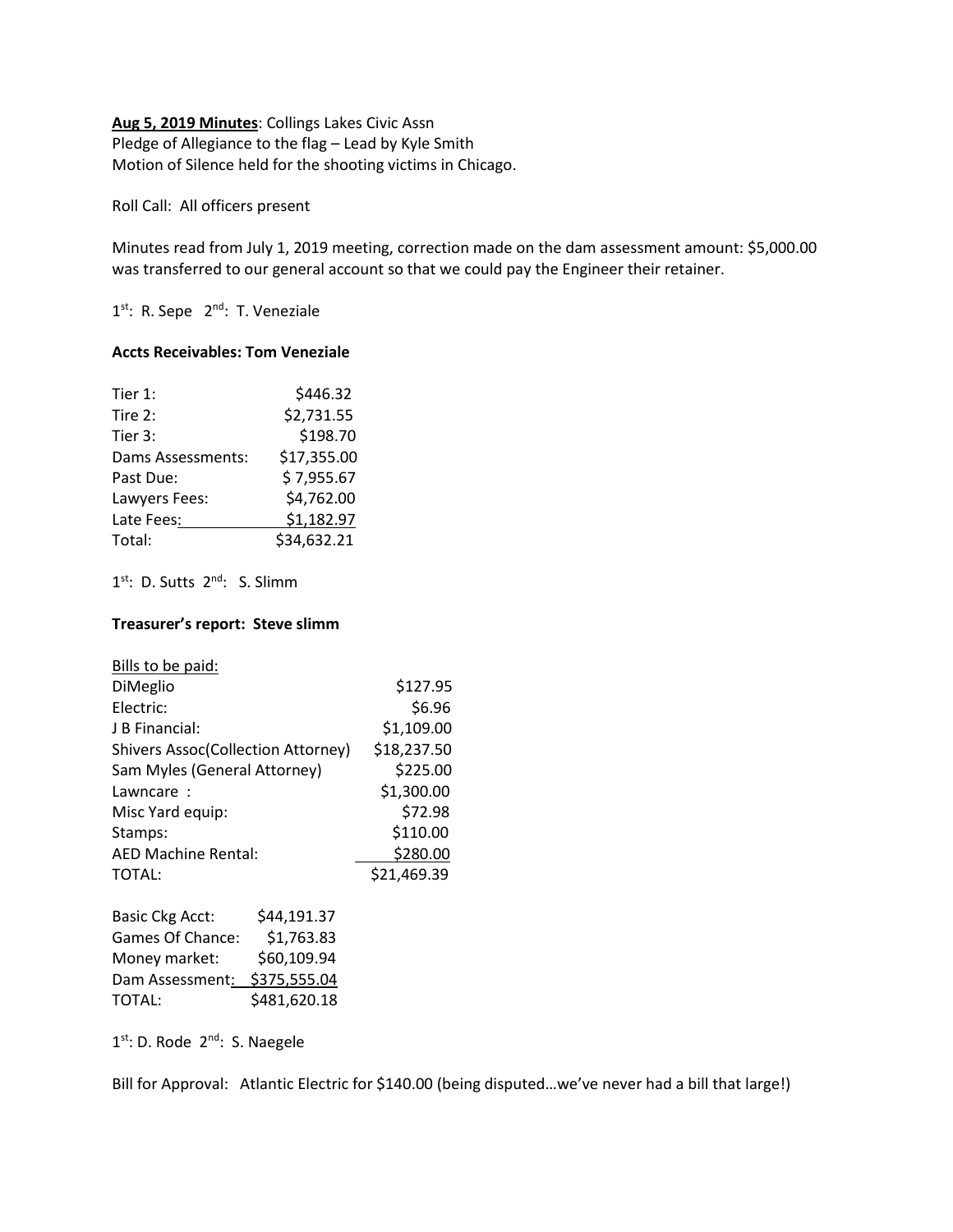**Aug 5, 2019 Minutes**: Collings Lakes Civic Assn
Pledge of Allegiance to the flag – Lead by Kyle Smith
Motion of Silence held for the shooting victims in Chicago.

Roll Call: All officers present

Minutes read from July 1, 2019 meeting, correction made on the dam assessment amount: $5,000.00 was transferred to our general account so that we could pay the Engineer their retainer.

1st: R. Sepe 2nd: T. Veneziale

**Accts Receivables: Tom Veneziale**

| | |
|---|---|
| Tier 1: | $446.32 |
| Tire 2: | $2,731.55 |
| Tier 3: | $198.70 |
| Dams Assessments: | $17,355.00 |
| Past Due: | $ 7,955.67 |
| Lawyers Fees: | $4,762.00 |
| Late Fees: | $1,182.97 |
| Total: | $34,632.21 |

1st: D. Sutts 2nd: S. Slimm

**Treasurer's report: Steve slimm**

| Bills to be paid: | |
|---|---|
| DiMeglio | $127.95 |
| Electric: | $6.96 |
| J B Financial: | $1,109.00 |
| Shivers Assoc(Collection Attorney) | $18,237.50 |
| Sam Myles (General Attorney) | $225.00 |
| Lawncare : | $1,300.00 |
| Misc Yard equip: | $72.98 |
| Stamps: | $110.00 |
| AED Machine Rental: | $280.00 |
| TOTAL: | $21,469.39 |

| | |
|---|---|
| Basic Ckg Acct: | $44,191.37 |
| Games Of Chance: | $1,763.83 |
| Money market: | $60,109.94 |
| Dam Assessment: | $375,555.04 |
| TOTAL: | $481,620.18 |

1st: D. Rode 2nd: S. Naegele

Bill for Approval: Atlantic Electric for $140.00 (being disputed…we've never had a bill that large!)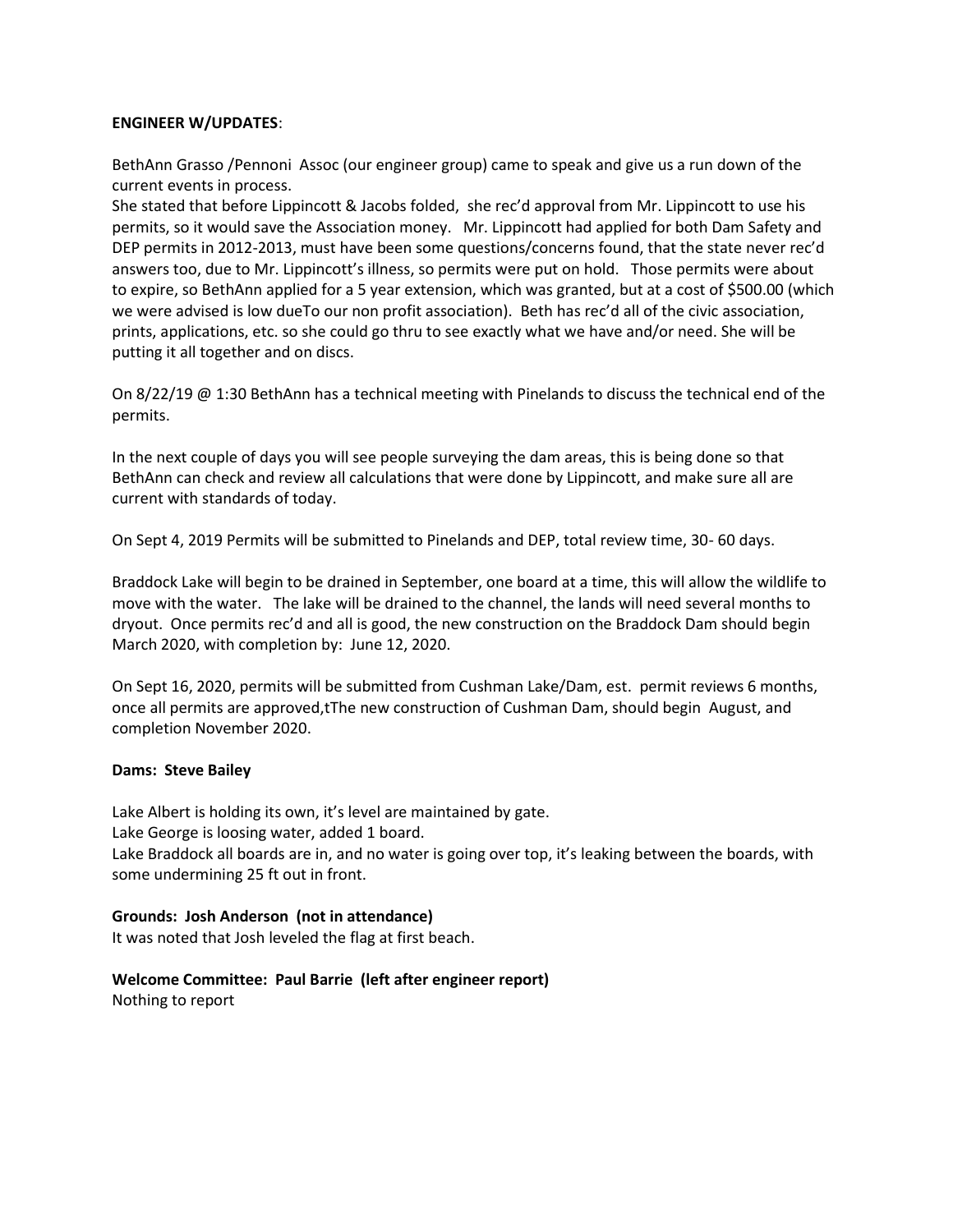**ENGINEER W/UPDATES**:

BethAnn Grasso /Pennoni Assoc (our engineer group) came to speak and give us a run down of the current events in process.
She stated that before Lippincott & Jacobs folded, she rec'd approval from Mr. Lippincott to use his permits, so it would save the Association money. Mr. Lippincott had applied for both Dam Safety and DEP permits in 2012-2013, must have been some questions/concerns found, that the state never rec'd answers too, due to Mr. Lippincott's illness, so permits were put on hold. Those permits were about to expire, so BethAnn applied for a 5 year extension, which was granted, but at a cost of $500.00 (which we were advised is low dueTo our non profit association). Beth has rec'd all of the civic association, prints, applications, etc. so she could go thru to see exactly what we have and/or need. She will be putting it all together and on discs.

On 8/22/19 @ 1:30 BethAnn has a technical meeting with Pinelands to discuss the technical end of the permits.

In the next couple of days you will see people surveying the dam areas, this is being done so that BethAnn can check and review all calculations that were done by Lippincott, and make sure all are current with standards of today.

On Sept 4, 2019 Permits will be submitted to Pinelands and DEP, total review time, 30- 60 days.

Braddock Lake will begin to be drained in September, one board at a time, this will allow the wildlife to move with the water. The lake will be drained to the channel, the lands will need several months to dryout. Once permits rec'd and all is good, the new construction on the Braddock Dam should begin March 2020, with completion by: June 12, 2020.

On Sept 16, 2020, permits will be submitted from Cushman Lake/Dam, est. permit reviews 6 months, once all permits are approved,tThe new construction of Cushman Dam, should begin August, and completion November 2020.

**Dams: Steve Bailey**

Lake Albert is holding its own, it's level are maintained by gate.
Lake George is loosing water, added 1 board.
Lake Braddock all boards are in, and no water is going over top, it's leaking between the boards, with some undermining 25 ft out in front.

**Grounds: Josh Anderson (not in attendance)**
It was noted that Josh leveled the flag at first beach.

**Welcome Committee: Paul Barrie (left after engineer report)**
Nothing to report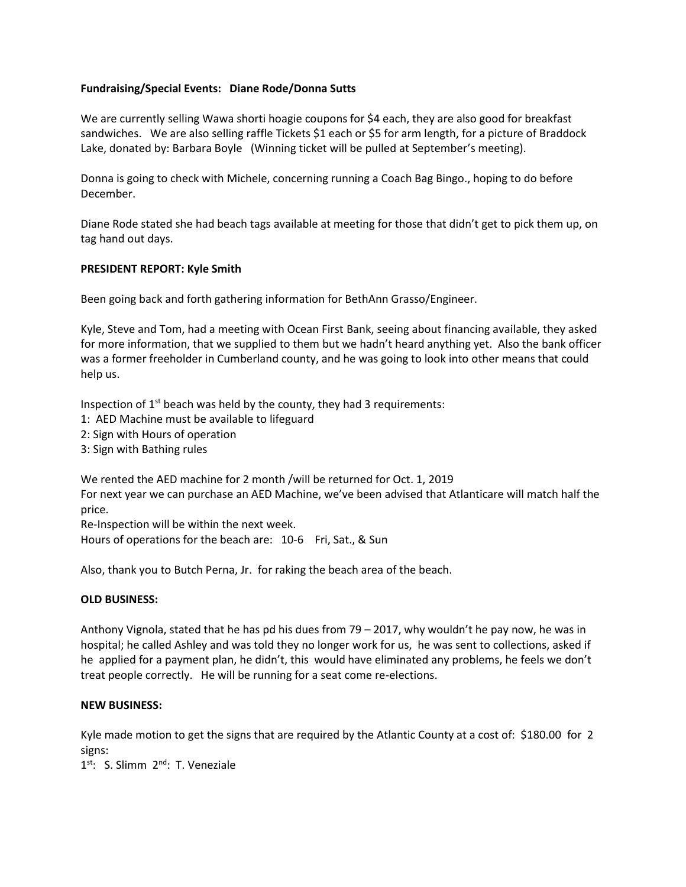**Fundraising/Special Events: Diane Rode/Donna Sutts**

We are currently selling Wawa shorti hoagie coupons for $4 each, they are also good for breakfast sandwiches. We are also selling raffle Tickets $1 each or $5 for arm length, for a picture of Braddock Lake, donated by: Barbara Boyle (Winning ticket will be pulled at September's meeting).

Donna is going to check with Michele, concerning running a Coach Bag Bingo., hoping to do before December.

Diane Rode stated she had beach tags available at meeting for those that didn't get to pick them up, on tag hand out days.

**PRESIDENT REPORT: Kyle Smith**

Been going back and forth gathering information for BethAnn Grasso/Engineer.

Kyle, Steve and Tom, had a meeting with Ocean First Bank, seeing about financing available, they asked for more information, that we supplied to them but we hadn't heard anything yet. Also the bank officer was a former freeholder in Cumberland county, and he was going to look into other means that could help us.

Inspection of 1st beach was held by the county, they had 3 requirements:
1: AED Machine must be available to lifeguard
2: Sign with Hours of operation
3: Sign with Bathing rules

We rented the AED machine for 2 month /will be returned for Oct. 1, 2019
For next year we can purchase an AED Machine, we've been advised that Atlanticare will match half the price.
Re-Inspection will be within the next week.
Hours of operations for the beach are: 10-6 Fri, Sat., & Sun

Also, thank you to Butch Perna, Jr. for raking the beach area of the beach.

**OLD BUSINESS:**

Anthony Vignola, stated that he has pd his dues from 79 – 2017, why wouldn't he pay now, he was in hospital; he called Ashley and was told they no longer work for us, he was sent to collections, asked if he applied for a payment plan, he didn't, this would have eliminated any problems, he feels we don't treat people correctly. He will be running for a seat come re-elections.

**NEW BUSINESS:**

Kyle made motion to get the signs that are required by the Atlantic County at a cost of: $180.00 for 2 signs:
1st: S. Slimm 2nd: T. Veneziale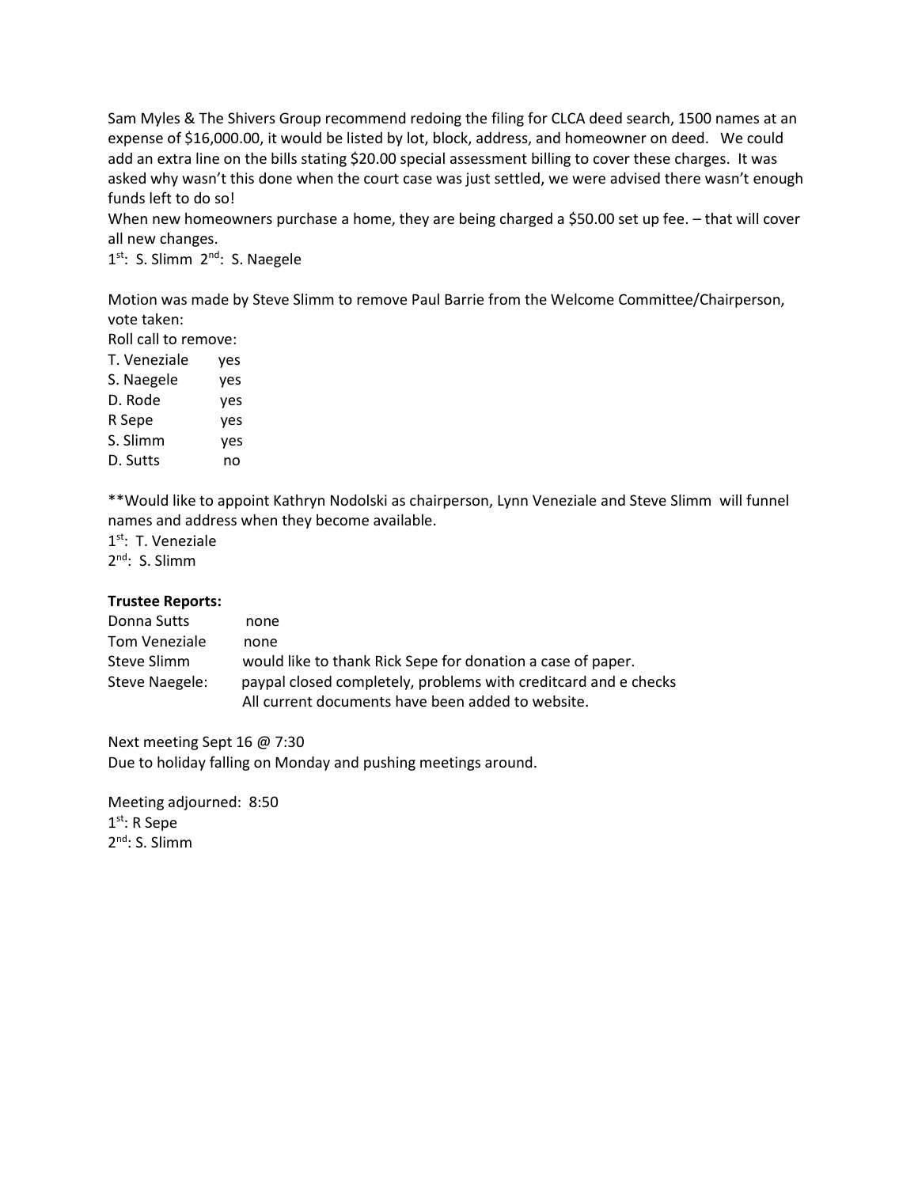Sam Myles & The Shivers Group recommend redoing the filing for CLCA deed search, 1500 names at an expense of $16,000.00, it would be listed by lot, block, address, and homeowner on deed. We could add an extra line on the bills stating $20.00 special assessment billing to cover these charges. It was asked why wasn't this done when the court case was just settled, we were advised there wasn't enough funds left to do so!

When new homeowners purchase a home, they are being charged a $50.00 set up fee. – that will cover all new changes.

1st: S. Slimm 2nd: S. Naegele

Motion was made by Steve Slimm to remove Paul Barrie from the Welcome Committee/Chairperson, vote taken:

Roll call to remove:

| | |
|---|---|
| T. Veneziale | yes |
| S. Naegele | yes |
| D. Rode | yes |
| R Sepe | yes |
| S. Slimm | yes |
| D. Sutts | no |

**Would like to appoint Kathryn Nodolski as chairperson, Lynn Veneziale and Steve Slimm will funnel names and address when they become available.

1st: T. Veneziale

2nd: S. Slimm

**Trustee Reports:**

| | |
|---|---|
| Donna Sutts | none |
| Tom Veneziale | none |
| Steve Slimm | would like to thank Rick Sepe for donation a case of paper. |
| Steve Naegele: | paypal closed completely, problems with creditcard and e checks<br>All current documents have been added to website. |

Next meeting Sept 16 @ 7:30

Due to holiday falling on Monday and pushing meetings around.

Meeting adjourned: 8:50

1st: R Sepe

2nd: S. Slimm